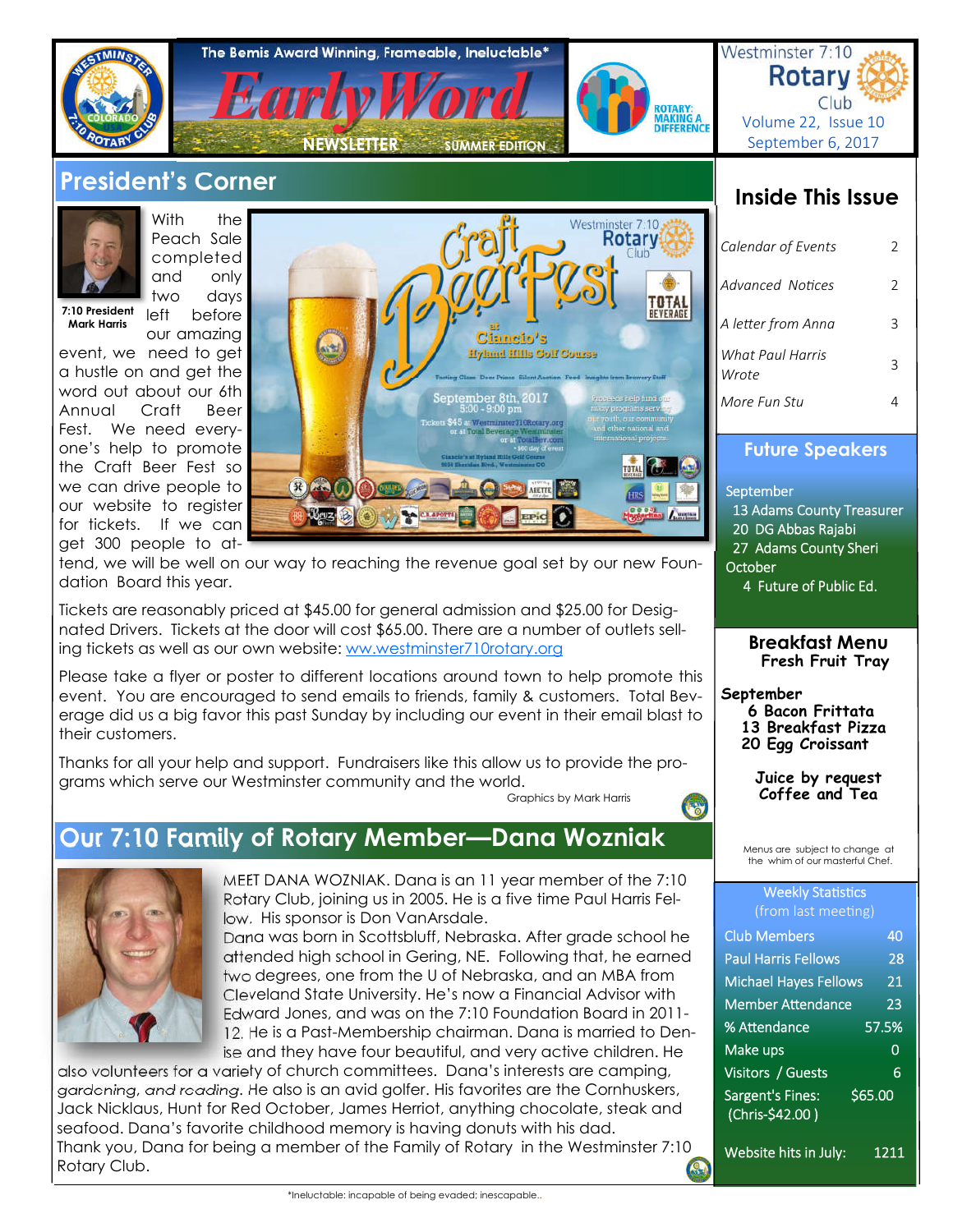# The Bemis Award Winning, Frameable, Ineluctable* EarlyWord

NEWSLETTER — SUMMER EDITION

ROTARY: MAKING A DIFFERENCE

Westminster 7:10 Rotary Club
Volume 22, Issue 10
September 6, 2017

## President's Corner

7:10 President Mark Harris

With the Peach Sale completed and only two days left before our amazing event, we need to get a hustle on and get the word out about our 6th Annual Craft Beer Fest. We need everyone's help to promote the Craft Beer Fest so we can drive people to our website to register for tickets. If we can get 300 people to attend, we will be well on our way to reaching the revenue goal set by our new Foundation Board this year.

Tickets are reasonably priced at $45.00 for general admission and $25.00 for Designated Drivers. Tickets at the door will cost $65.00. There are a number of outlets selling tickets as well as our own website: ww.westminster710rotary.org

Please take a flyer or poster to different locations around town to help promote this event. You are encouraged to send emails to friends, family & customers. Total Beverage did us a big favor this past Sunday by including our event in their email blast to their customers.

Thanks for all your help and support. Fundraisers like this allow us to provide the programs which serve our Westminster community and the world.

Graphics by Mark Harris

## Our 7:10 Family of Rotary Member—Dana Wozniak

MEET DANA WOZNIAK. Dana is an 11 year member of the 7:10 Rotary Club, joining us in 2005. He is a five time Paul Harris Fellow. His sponsor is Don VanArsdale.

Dana was born in Scottsbluff, Nebraska. After grade school he attended high school in Gering, NE. Following that, he earned two degrees, one from the U of Nebraska, and an MBA from Cleveland State University. He's now a Financial Advisor with Edward Jones, and was on the 7:10 Foundation Board in 2011-12. He is a Past-Membership chairman. Dana is married to Denise and they have four beautiful, and very active children. He also volunteers for a variety of church committees. Dana's interests are camping, gardening, and reading. He also is an avid golfer. His favorites are the Cornhuskers, Jack Nicklaus, Hunt for Red October, James Herriot, anything chocolate, steak and seafood. Dana's favorite childhood memory is having donuts with his dad.

Thank you, Dana for being a member of the Family of Rotary in the Westminster 7:10 Rotary Club.

## Inside This Issue

| | |
|---|---|
| *Calendar of Events* | 2 |
| *Advanced Notices* | 2 |
| *A letter from Anna* | 3 |
| *What Paul Harris Wrote* | 3 |
| *More Fun Stu* | 4 |

## Future Speakers

September
- 13 Adams County Treasurer
- 20 DG Abbas Rajabi
- 27 Adams County Sheri

October
- 4 Future of Public Ed.

## Breakfast Menu

**Fresh Fruit Tray**

**September**
- **6 Bacon Frittata**
- **13 Breakfast Pizza**
- **20 Egg Croissant**

**Juice by request**
**Coffee and Tea**

Menus are subject to change at the whim of our masterful Chef.

## Weekly Statistics (from last meeting)

| | |
|---|---|
| Club Members | 40 |
| Paul Harris Fellows | 28 |
| Michael Hayes Fellows | 21 |
| Member Attendance | 23 |
| % Attendance | 57.5% |
| Make ups | 0 |
| Visitors / Guests | 6 |
| Sargent's Fines: (Chris-$42.00) | $65.00 |
| Website hits in July: | 1211 |

*Ineluctable: incapable of being evaded; inescapable..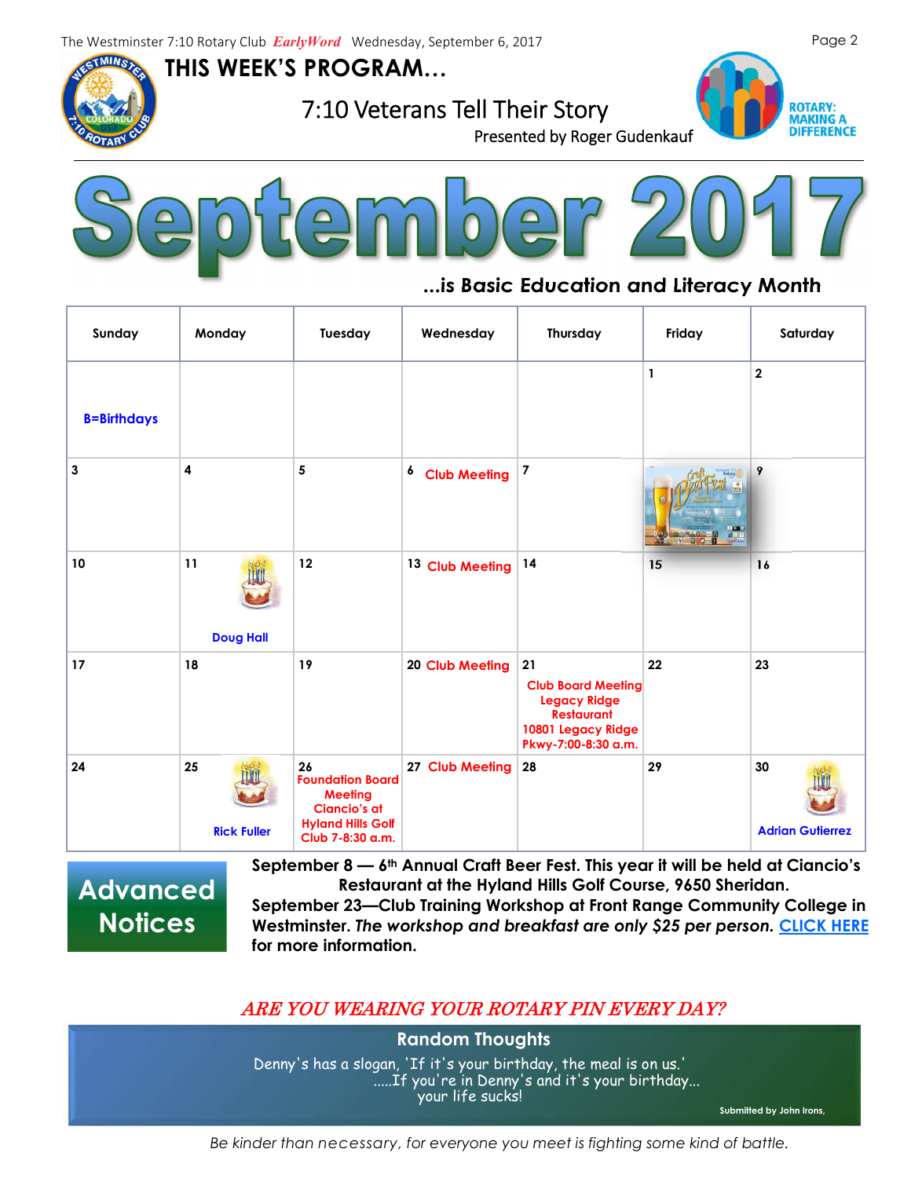## THIS WEEK'S PROGRAM…

### 7:10 Veterans Tell Their Story

Presented by Roger Gudenkauf

ROTARY: MAKING A DIFFERENCE

# September 2017

**…is Basic Education and Literacy Month**

| Sunday | Monday | Tuesday | Wednesday | Thursday | Friday | Saturday |
|---|---|---|---|---|---|---|
| B=Birthdays | | | | | 1 | 2 |
| 3 | 4 | 5 | 6 Club Meeting | 7 | | 9 |
| 10 | 11 Doug Hall | 12 | 13 Club Meeting | 14 | 15 | 16 |
| 17 | 18 | 19 | 20 Club Meeting | 21 Club Board Meeting Legacy Ridge Restaurant 10801 Legacy Ridge Pkwy-7:00-8:30 a.m. | 22 | 23 |
| 24 | 25 Rick Fuller | 26 Foundation Board Meeting Ciancio's at Hyland Hills Golf Club 7-8:30 a.m. | 27 Club Meeting | 28 | 29 | 30 Adrian Gutierrez |

## Advanced Notices

**September 8 — 6th Annual Craft Beer Fest. This year it will be held at Ciancio's Restaurant at the Hyland Hills Golf Course, 9650 Sheridan.**

**September 23—Club Training Workshop at Front Range Community College in Westminster. *The workshop and breakfast are only $25 per person.* CLICK HERE for more information.**

*ARE YOU WEARING YOUR ROTARY PIN EVERY DAY?*

### Random Thoughts

Denny's has a slogan, 'If it's your birthday, the meal is on us.'
…..If you're in Denny's and it's your birthday…
your life sucks!

Submitted by John Irons,

*Be kinder than necessary, for everyone you meet is fighting some kind of battle.*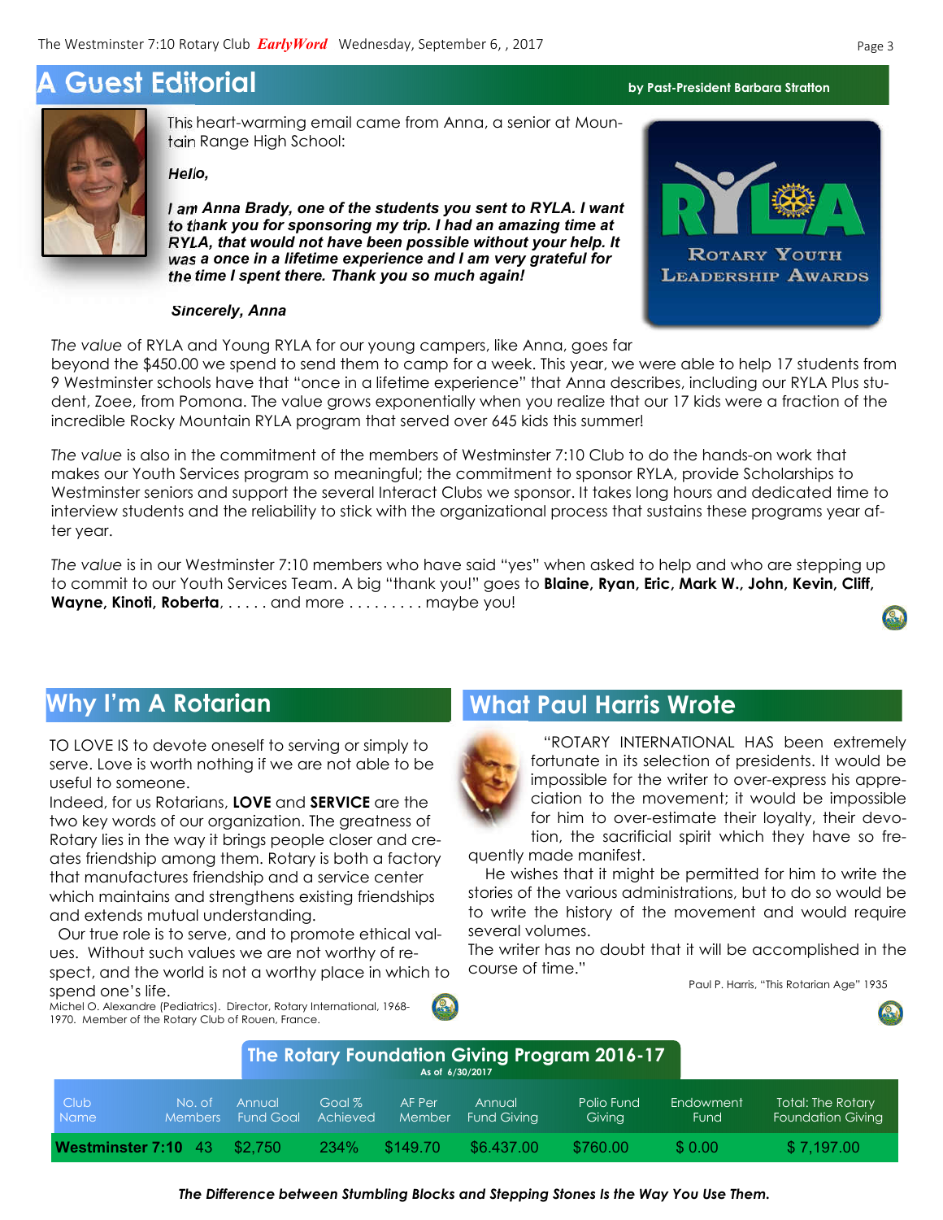## A Guest Editorial

by Past-President Barbara Stratton

This heart-warming email came from Anna, a senior at Mountain Range High School:

***Hello,***

***I am Anna Brady, one of the students you sent to RYLA. I want to thank you for sponsoring my trip. I had an amazing time at RYLA, that would not have been possible without your help. It was a once in a lifetime experience and I am very grateful for the time I spent there. Thank you so much again!***

***Sincerely, Anna***

ROTARY YOUTH LEADERSHIP AWARDS

*The value* of RYLA and Young RYLA for our young campers, like Anna, goes far beyond the $450.00 we spend to send them to camp for a week. This year, we were able to help 17 students from 9 Westminster schools have that "once in a lifetime experience" that Anna describes, including our RYLA Plus student, Zoee, from Pomona. The value grows exponentially when you realize that our 17 kids were a fraction of the incredible Rocky Mountain RYLA program that served over 645 kids this summer!

*The value* is also in the commitment of the members of Westminster 7:10 Club to do the hands-on work that makes our Youth Services program so meaningful; the commitment to sponsor RYLA, provide Scholarships to Westminster seniors and support the several Interact Clubs we sponsor. It takes long hours and dedicated time to interview students and the reliability to stick with the organizational process that sustains these programs year after year.

*The value* is in our Westminster 7:10 members who have said "yes" when asked to help and who are stepping up to commit to our Youth Services Team. A big "thank you!" goes to **Blaine, Ryan, Eric, Mark W., John, Kevin, Cliff, Wayne, Kinoti, Roberta**, . . . . . and more . . . . . . . . . maybe you!

## Why I'm A Rotarian

TO LOVE IS to devote oneself to serving or simply to serve. Love is worth nothing if we are not able to be useful to someone.
Indeed, for us Rotarians, **LOVE** and **SERVICE** are the two key words of our organization. The greatness of Rotary lies in the way it brings people closer and creates friendship among them. Rotary is both a factory that manufactures friendship and a service center which maintains and strengthens existing friendships and extends mutual understanding.

Our true role is to serve, and to promote ethical values. Without such values we are not worthy of respect, and the world is not a worthy place in which to spend one's life.

Michel O. Alexandre (Pediatrics). Director, Rotary International, 1968-1970. Member of the Rotary Club of Rouen, France.

## What Paul Harris Wrote

"ROTARY INTERNATIONAL HAS been extremely fortunate in its selection of presidents. It would be impossible for the writer to over-express his appreciation to the movement; it would be impossible for him to over-estimate their loyalty, their devotion, the sacrificial spirit which they have so frequently made manifest.

He wishes that it might be permitted for him to write the stories of the various administrations, but to do so would be to write the history of the movement and would require several volumes.

The writer has no doubt that it will be accomplished in the course of time."

Paul P. Harris, "This Rotarian Age" 1935

## The Rotary Foundation Giving Program 2016-17

As of 6/30/2017

| Club Name | No. of Members | Annual Fund Goal | Goal % Achieved | AF Per Member | Annual Fund Giving | Polio Fund Giving | Endowment Fund | Total: The Rotary Foundation Giving |
|---|---|---|---|---|---|---|---|---|
| **Westminster 7:10** | 43 | $2,750 | 234% | $149.70 | $6.437.00 | $760.00 | $ 0.00 | $ 7,197.00 |

***The Difference between Stumbling Blocks and Stepping Stones Is the Way You Use Them.***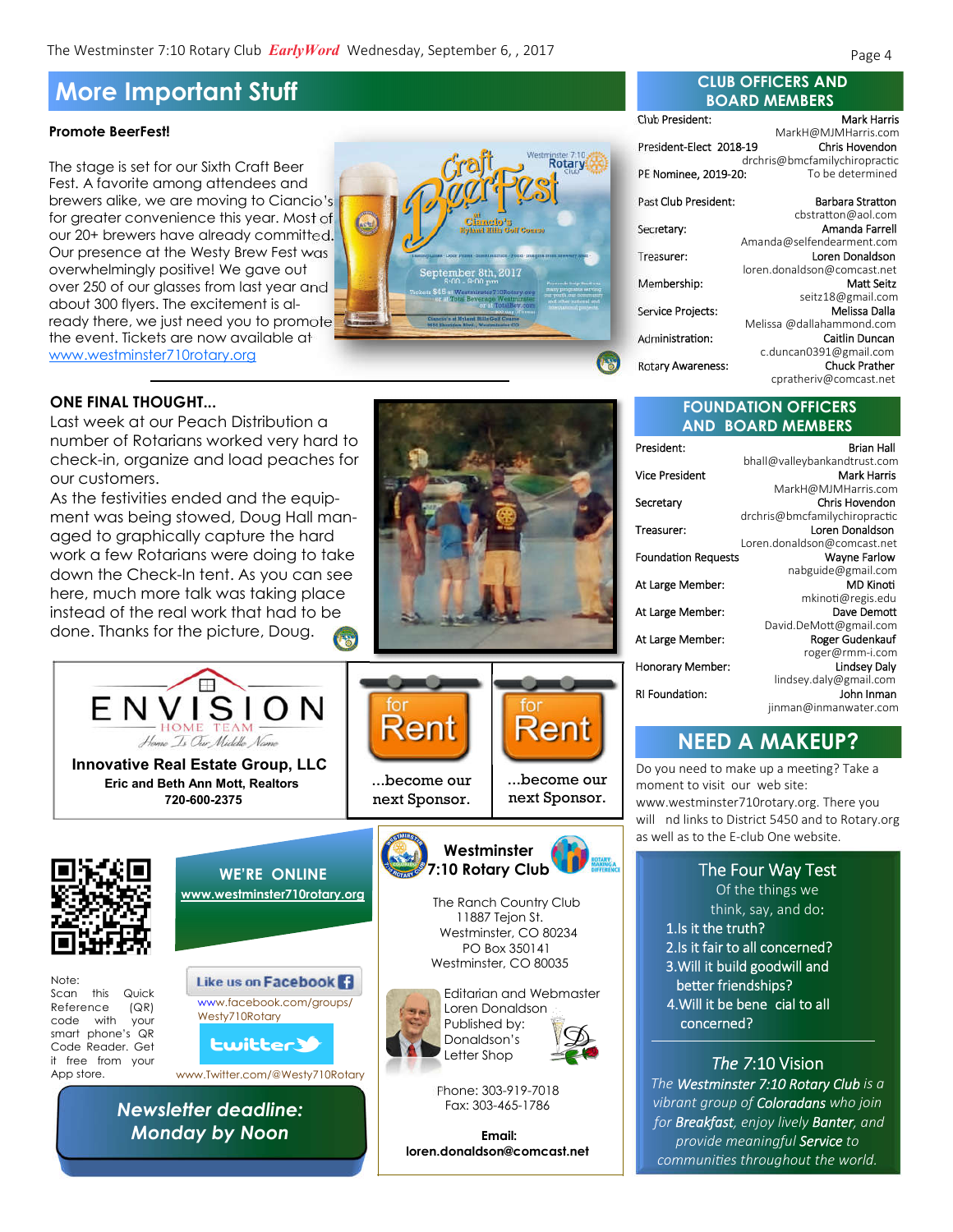# More Important Stuff

**Promote BeerFest!**

The stage is set for our Sixth Craft Beer Fest. A favorite among attendees and brewers alike, we are moving to Ciancio's for greater convenience this year. Most of our 20+ brewers have already committed. Our presence at the Westy Brew Fest was overwhelmingly positive! We gave out over 250 of our glasses from last year and about 300 flyers. The excitement is already there, we just need you to promote the event. Tickets are now available at www.westminster710rotary.org

## ONE FINAL THOUGHT...

Last week at our Peach Distribution a number of Rotarians worked very hard to check-in, organize and load peaches for our customers.

As the festivities ended and the equipment was being stowed, Doug Hall managed to graphically capture the hard work a few Rotarians were doing to take down the Check-In tent. As you can see here, much more talk was taking place instead of the real work that had to be done. Thanks for the picture, Doug.

**ENVISION HOME TEAM**
*Home Is Our Middle Name*
**Innovative Real Estate Group, LLC**
**Eric and Beth Ann Mott, Realtors**
**720-600-2375**

for Rent ...become our next Sponsor.

for Rent ...become our next Sponsor.

Note: Scan this Quick Reference (QR) code with your smart phone's QR Code Reader. Get it free from your App store.

**WE'RE ONLINE**
**www.westminster710rotary.org**

Like us on Facebook
www.facebook.com/groups/Westy710Rotary

twitter
www.Twitter.com/@Westy710Rotary

***Newsletter deadline: Monday by Noon***

**Westminster 7:10 Rotary Club**

The Ranch Country Club
11887 Tejon St.
Westminster, CO 80234
PO Box 350141
Westminster, CO 80035

Editarian and Webmaster Loren Donaldson
Published by: Donaldson's Letter Shop

Phone: 303-919-7018
Fax: 303-465-1786

**Email:**
**loren.donaldson@comcast.net**

## CLUB OFFICERS AND BOARD MEMBERS

| | |
|---|---|
| Club President: | Mark Harris, MarkH@MJMHarris.com |
| President-Elect 2018-19 | Chris Hovendon, drchris@bmcfamilychiropractic |
| PE Nominee, 2019-20: | To be determined |
| Past Club President: | Barbara Stratton, cbstratton@aol.com |
| Secretary: | Amanda Farrell, Amanda@selfendearment.com |
| Treasurer: | Loren Donaldson, loren.donaldson@comcast.net |
| Membership: | Matt Seitz, seitz18@gmail.com |
| Service Projects: | Melissa Dalla, Melissa @dallahammond.com |
| Administration: | Caitlin Duncan, c.duncan0391@gmail.com |
| Rotary Awareness: | Chuck Prather, cpratheriv@comcast.net |

## FOUNDATION OFFICERS AND BOARD MEMBERS

| | |
|---|---|
| President: | Brian Hall, bhall@valleybankandtrust.com |
| Vice President | Mark Harris, MarkH@MJMHarris.com |
| Secretary | Chris Hovendon, drchris@bmcfamilychiropractic |
| Treasurer: | Loren Donaldson, Loren.donaldson@comcast.net |
| Foundation Requests | Wayne Farlow, nabguide@gmail.com |
| At Large Member: | MD Kinoti, mkinoti@regis.edu |
| At Large Member: | Dave Demott, David.DeMott@gmail.com |
| At Large Member: | Roger Gudenkauf, roger@rmm-i.com |
| Honorary Member: | Lindsey Daly, lindsey.daly@gmail.com |
| RI Foundation: | John Inman, jinman@inmanwater.com |

## NEED A MAKEUP?

Do you need to make up a meeting? Take a moment to visit our web site: www.westminster710rotary.org. There you will nd links to District 5450 and to Rotary.org as well as to the E-club One website.

### The Four Way Test

Of the things we think, say, and do:

1. Is it the truth?
2. Is it fair to all concerned?
3. Will it build goodwill and better friendships?
4. Will it be bene cial to all concerned?

### *The 7:10 Vision*

*The **Westminster 7:10 Rotary Club** is a vibrant group of **Coloradans** who join for **Breakfast**, enjoy lively **Banter**, and provide meaningful **Service** to communities throughout the world.*